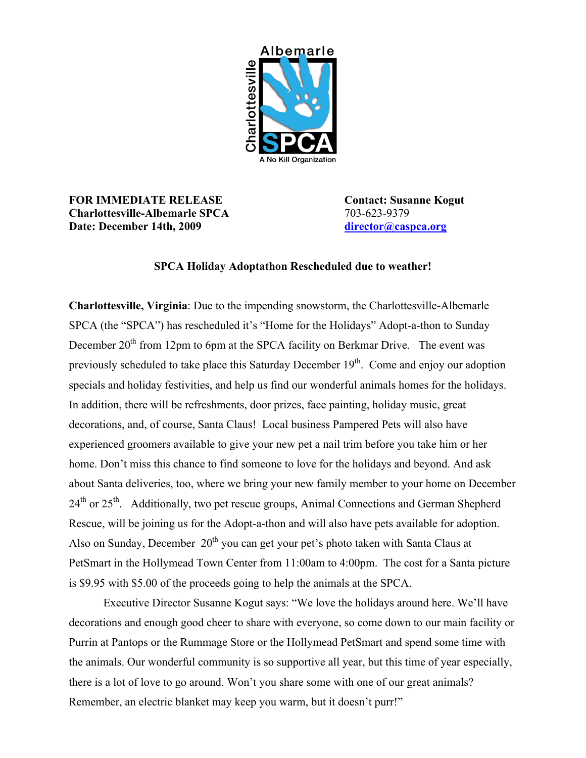Albemarle Charlottesville SPCA
A No Kill Organization

**FOR IMMEDIATE RELEASE**
**Charlottesville-Albemarle SPCA**
**Date: December 14th, 2009**

**Contact: Susanne Kogut**
703-623-9379
director@caspca.org

**SPCA Holiday Adoptathon Rescheduled due to weather!**

**Charlottesville, Virginia**: Due to the impending snowstorm, the Charlottesville-Albemarle SPCA (the "SPCA") has rescheduled it's "Home for the Holidays" Adopt-a-thon to Sunday December 20th from 12pm to 6pm at the SPCA facility on Berkmar Drive. The event was previously scheduled to take place this Saturday December 19th. Come and enjoy our adoption specials and holiday festivities, and help us find our wonderful animals homes for the holidays. In addition, there will be refreshments, door prizes, face painting, holiday music, great decorations, and, of course, Santa Claus! Local business Pampered Pets will also have experienced groomers available to give your new pet a nail trim before you take him or her home. Don't miss this chance to find someone to love for the holidays and beyond. And ask about Santa deliveries, too, where we bring your new family member to your home on December 24th or 25th. Additionally, two pet rescue groups, Animal Connections and German Shepherd Rescue, will be joining us for the Adopt-a-thon and will also have pets available for adoption. Also on Sunday, December 20th you can get your pet's photo taken with Santa Claus at PetSmart in the Hollymead Town Center from 11:00am to 4:00pm. The cost for a Santa picture is $9.95 with $5.00 of the proceeds going to help the animals at the SPCA.

Executive Director Susanne Kogut says: "We love the holidays around here. We'll have decorations and enough good cheer to share with everyone, so come down to our main facility or Purrin at Pantops or the Rummage Store or the Hollymead PetSmart and spend some time with the animals. Our wonderful community is so supportive all year, but this time of year especially, there is a lot of love to go around. Won't you share some with one of our great animals? Remember, an electric blanket may keep you warm, but it doesn't purr!"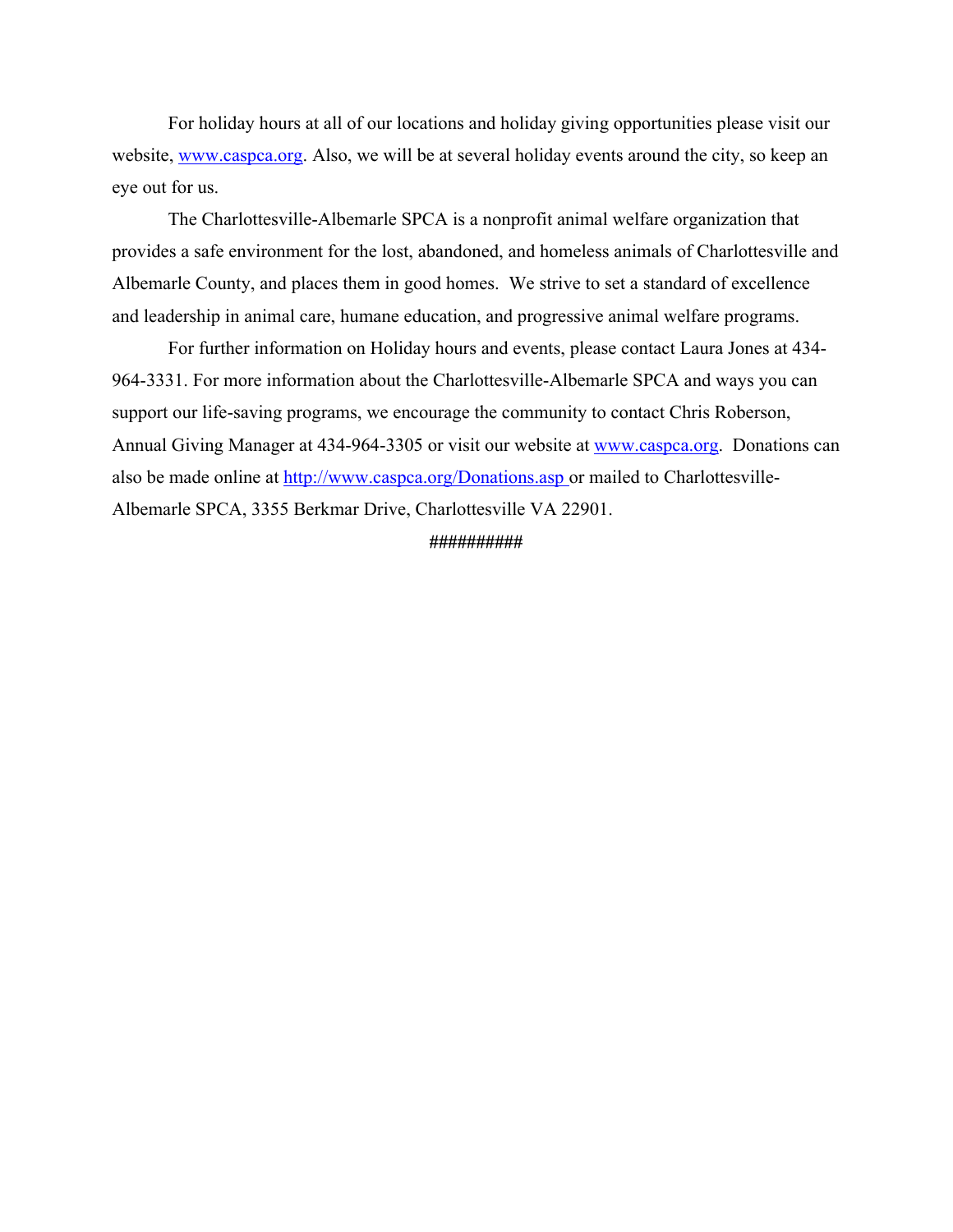For holiday hours at all of our locations and holiday giving opportunities please visit our website, www.caspca.org. Also, we will be at several holiday events around the city, so keep an eye out for us.

The Charlottesville-Albemarle SPCA is a nonprofit animal welfare organization that provides a safe environment for the lost, abandoned, and homeless animals of Charlottesville and Albemarle County, and places them in good homes. We strive to set a standard of excellence and leadership in animal care, humane education, and progressive animal welfare programs.

For further information on Holiday hours and events, please contact Laura Jones at 434-964-3331. For more information about the Charlottesville-Albemarle SPCA and ways you can support our life-saving programs, we encourage the community to contact Chris Roberson, Annual Giving Manager at 434-964-3305 or visit our website at www.caspca.org. Donations can also be made online at http://www.caspca.org/Donations.asp or mailed to Charlottesville-Albemarle SPCA, 3355 Berkmar Drive, Charlottesville VA 22901.

##########